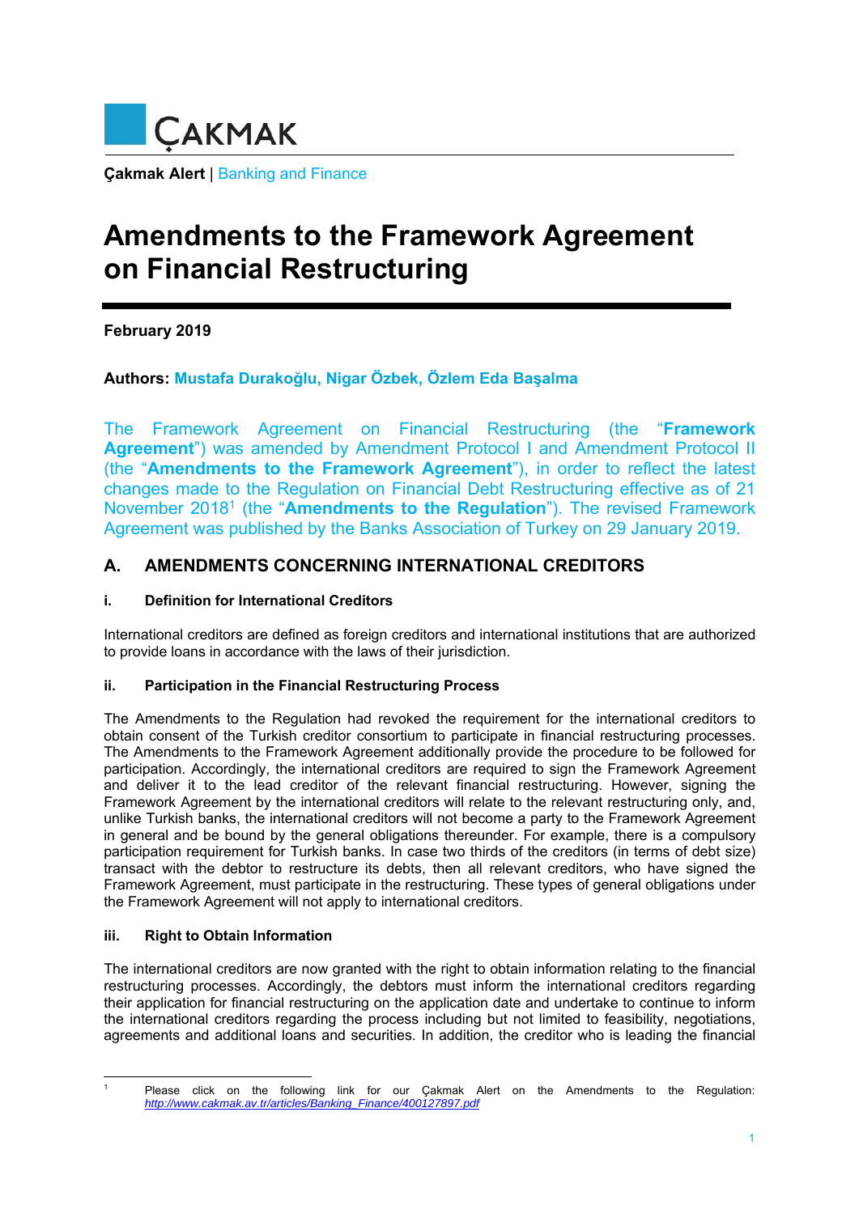**Çakmak Alert** | Banking and Finance

# Amendments to the Framework Agreement on Financial Restructuring

**February 2019**

**Authors: Mustafa Durakoğlu, Nigar Özbek, Özlem Eda Başalma**

The Framework Agreement on Financial Restructuring (the "**Framework Agreement**") was amended by Amendment Protocol I and Amendment Protocol II (the "**Amendments to the Framework Agreement**"), in order to reflect the latest changes made to the Regulation on Financial Debt Restructuring effective as of 21 November 2018[1] (the "**Amendments to the Regulation**"). The revised Framework Agreement was published by the Banks Association of Turkey on 29 January 2019.

## A. AMENDMENTS CONCERNING INTERNATIONAL CREDITORS

### i. Definition for International Creditors

International creditors are defined as foreign creditors and international institutions that are authorized to provide loans in accordance with the laws of their jurisdiction.

### ii. Participation in the Financial Restructuring Process

The Amendments to the Regulation had revoked the requirement for the international creditors to obtain consent of the Turkish creditor consortium to participate in financial restructuring processes. The Amendments to the Framework Agreement additionally provide the procedure to be followed for participation. Accordingly, the international creditors are required to sign the Framework Agreement and deliver it to the lead creditor of the relevant financial restructuring. However, signing the Framework Agreement by the international creditors will relate to the relevant restructuring only, and, unlike Turkish banks, the international creditors will not become a party to the Framework Agreement in general and be bound by the general obligations thereunder. For example, there is a compulsory participation requirement for Turkish banks. In case two thirds of the creditors (in terms of debt size) transact with the debtor to restructure its debts, then all relevant creditors, who have signed the Framework Agreement, must participate in the restructuring. These types of general obligations under the Framework Agreement will not apply to international creditors.

### iii. Right to Obtain Information

The international creditors are now granted with the right to obtain information relating to the financial restructuring processes. Accordingly, the debtors must inform the international creditors regarding their application for financial restructuring on the application date and undertake to continue to inform the international creditors regarding the process including but not limited to feasibility, negotiations, agreements and additional loans and securities. In addition, the creditor who is leading the financial

---

[1] Please click on the following link for our Çakmak Alert on the Amendments to the Regulation: *http://www.cakmak.av.tr/articles/Banking_Finance/400127897.pdf*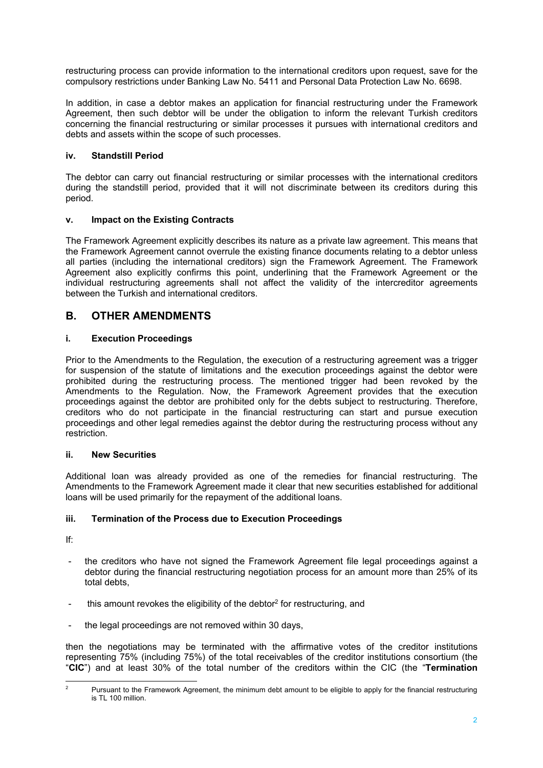restructuring process can provide information to the international creditors upon request, save for the compulsory restrictions under Banking Law No. 5411 and Personal Data Protection Law No. 6698.

In addition, in case a debtor makes an application for financial restructuring under the Framework Agreement, then such debtor will be under the obligation to inform the relevant Turkish creditors concerning the financial restructuring or similar processes it pursues with international creditors and debts and assets within the scope of such processes.

#### iv. Standstill Period

The debtor can carry out financial restructuring or similar processes with the international creditors during the standstill period, provided that it will not discriminate between its creditors during this period.

#### v. Impact on the Existing Contracts

The Framework Agreement explicitly describes its nature as a private law agreement. This means that the Framework Agreement cannot overrule the existing finance documents relating to a debtor unless all parties (including the international creditors) sign the Framework Agreement. The Framework Agreement also explicitly confirms this point, underlining that the Framework Agreement or the individual restructuring agreements shall not affect the validity of the intercreditor agreements between the Turkish and international creditors.

## B. OTHER AMENDMENTS

#### i. Execution Proceedings

Prior to the Amendments to the Regulation, the execution of a restructuring agreement was a trigger for suspension of the statute of limitations and the execution proceedings against the debtor were prohibited during the restructuring process. The mentioned trigger had been revoked by the Amendments to the Regulation. Now, the Framework Agreement provides that the execution proceedings against the debtor are prohibited only for the debts subject to restructuring. Therefore, creditors who do not participate in the financial restructuring can start and pursue execution proceedings and other legal remedies against the debtor during the restructuring process without any restriction.

#### ii. New Securities

Additional loan was already provided as one of the remedies for financial restructuring. The Amendments to the Framework Agreement made it clear that new securities established for additional loans will be used primarily for the repayment of the additional loans.

#### iii. Termination of the Process due to Execution Proceedings

If:

- the creditors who have not signed the Framework Agreement file legal proceedings against a debtor during the financial restructuring negotiation process for an amount more than 25% of its total debts,
- this amount revokes the eligibility of the debtor[2] for restructuring, and
- the legal proceedings are not removed within 30 days,

then the negotiations may be terminated with the affirmative votes of the creditor institutions representing 75% (including 75%) of the total receivables of the creditor institutions consortium (the "**CIC**") and at least 30% of the total number of the creditors within the CIC (the "**Termination**

[2] Pursuant to the Framework Agreement, the minimum debt amount to be eligible to apply for the financial restructuring is TL 100 million.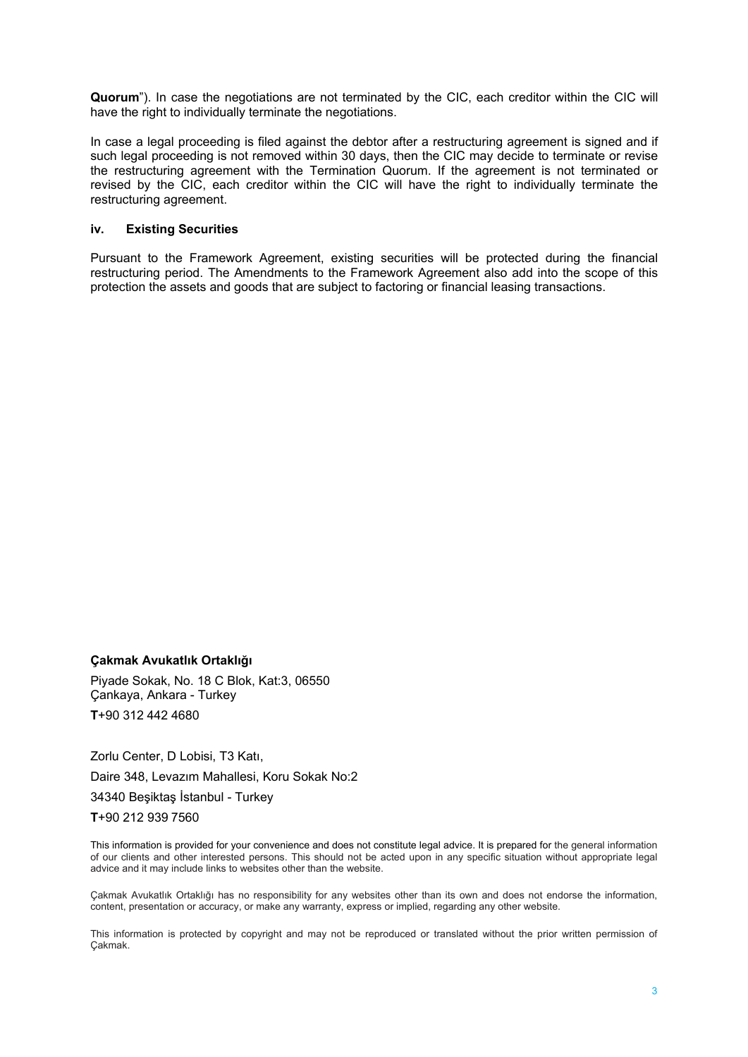**Quorum**"). In case the negotiations are not terminated by the CIC, each creditor within the CIC will have the right to individually terminate the negotiations.

In case a legal proceeding is filed against the debtor after a restructuring agreement is signed and if such legal proceeding is not removed within 30 days, then the CIC may decide to terminate or revise the restructuring agreement with the Termination Quorum. If the agreement is not terminated or revised by the CIC, each creditor within the CIC will have the right to individually terminate the restructuring agreement.

### iv. Existing Securities

Pursuant to the Framework Agreement, existing securities will be protected during the financial restructuring period. The Amendments to the Framework Agreement also add into the scope of this protection the assets and goods that are subject to factoring or financial leasing transactions.

**Çakmak Avukatlık Ortaklığı**

Piyade Sokak, No. 18 C Blok, Kat:3, 06550
Çankaya, Ankara - Turkey

**T**+90 312 442 4680

Zorlu Center, D Lobisi, T3 Katı,

Daire 348, Levazım Mahallesi, Koru Sokak No:2

34340 Beşiktaş İstanbul - Turkey

**T**+90 212 939 7560

This information is provided for your convenience and does not constitute legal advice. It is prepared for the general information of our clients and other interested persons. This should not be acted upon in any specific situation without appropriate legal advice and it may include links to websites other than the website.

Çakmak Avukatlık Ortaklığı has no responsibility for any websites other than its own and does not endorse the information, content, presentation or accuracy, or make any warranty, express or implied, regarding any other website.

This information is protected by copyright and may not be reproduced or translated without the prior written permission of Çakmak.